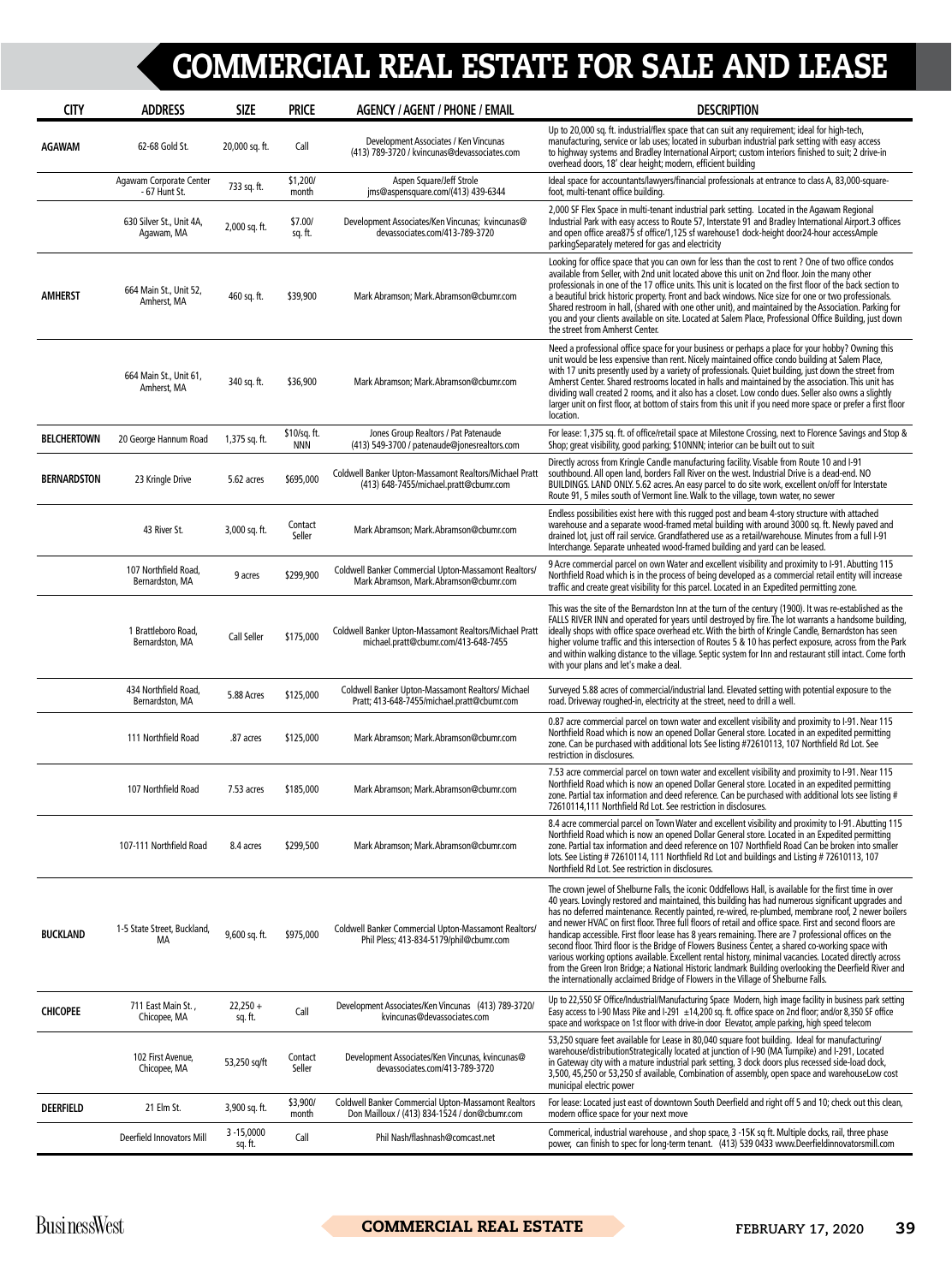# COMMERCIAL REAL ESTATE FOR SALE AND LEASE

| CITY | ADDRESS | SIZE | PRICE | AGENCY / AGENT / PHONE / EMAIL | DESCRIPTION |
|---|---|---|---|---|---|
| AGAWAM | 62-68 Gold St. | 20,000 sq. ft. | Call | Development Associates / Ken Vincunas (413) 789-3720 / kvincunas@devassociates.com | Up to 20,000 sq. ft. industrial/flex space that can suit any requirement; ideal for high-tech, manufacturing, service or lab uses; located in suburban industrial park setting with easy access to highway systems and Bradley International Airport; custom interiors finished to suit; 2 drive-in overhead doors, 18' clear height; modern, efficient building |
| | Agawam Corporate Center - 67 Hunt St. | 733 sq. ft. | $1,200/ month | Aspen Square/Jeff Strole jms@aspensquare.com/(413) 439-6344 | Ideal space for accountants/lawyers/financial professionals at entrance to class A, 83,000-square-foot, multi-tenant office building. |
| | 630 Silver St., Unit 4A, Agawam, MA | 2,000 sq. ft. | $7.00/ sq. ft. | Development Associates/Ken Vincunas; kvincunas@devassociates.com/413-789-3720 | 2,000 SF Flex Space in multi-tenant industrial park setting. Located in the Agawam Regional Industrial Park with easy access to Route 57, Interstate 91 and Bradley International Airport.3 offices and open office area875 sf office/1,125 sf warehouse1 dock-height door24-hour accessAmple parkingSeparately metered for gas and electricity |
| AMHERST | 664 Main St., Unit 52, Amherst, MA | 460 sq. ft. | $39,900 | Mark Abramson; Mark.Abramson@cbumr.com | Looking for office space that you can own for less than the cost to rent ? One of two office condos available from Seller, with 2nd unit located above this unit on 2nd floor. Join the many other professionals in one of the 17 office units. This unit is located on the first floor of the back section to a beautiful brick historic property. Front and back windows. Nice size for one or two professionals. Shared restroom in hall, (shared with one other unit), and maintained by the Association. Parking for you and your clients available on site. Located at Salem Place, Professional Office Building, just down the street from Amherst Center. |
| | 664 Main St., Unit 61, Amherst, MA | 340 sq. ft. | $36,900 | Mark Abramson; Mark.Abramson@cbumr.com | Need a professional office space for your business or perhaps a place for your hobby? Owning this unit would be less expensive than rent. Nicely maintained office condo building at Salem Place, with 17 units presently used by a variety of professionals. Quiet building, just down the street from Amherst Center. Shared restrooms located in halls and maintained by the association. This unit has dividing wall created 2 rooms, and it also has a closet. Low condo dues. Seller also owns a slightly larger unit on first floor, at bottom of stairs from this unit if you need more space or prefer a first floor location. |
| BELCHERTOWN | 20 George Hannum Road | 1,375 sq. ft. | $10/sq. ft. NNN | Jones Group Realtors / Pat Patenaude (413) 549-3700 / patenaude@jonesrealtors.com | For lease: 1,375 sq. ft. of office/retail space at Milestone Crossing, next to Florence Savings and Stop & Shop; great visibility, good parking; $10NNN; interior can be built out to suit |
| BERNARDSTON | 23 Kringle Drive | 5.62 acres | $695,000 | Coldwell Banker Upton-Massamont Realtors/Michael Pratt (413) 648-7455/michael.pratt@cbumr.com | Directly across from Kringle Candle manufacturing facility. Visable from Route 10 and I-91 southbound. All open land, borders Fall River on the west. Industrial Drive is a dead-end. NO BUILDINGS. LAND ONLY. 5.62 acres. An easy parcel to do site work, excellent on/off for Interstate Route 91, 5 miles south of Vermont line. Walk to the village, town water, no sewer |
| | 43 River St. | 3,000 sq. ft. | Contact Seller | Mark Abramson; Mark.Abramson@cbumr.com | Endless possibilities exist here with this rugged post and beam 4-story structure with attached warehouse and a separate wood-framed metal building with around 3000 sq. ft. Newly paved and drained lot, just off rail service. Grandfathered use as a retail/warehouse. Minutes from a full I-91 Interchange. Separate unheated wood-framed building and yard can be leased. |
| | 107 Northfield Road, Bernardston, MA | 9 acres | $299,900 | Coldwell Banker Commercial Upton-Massamont Realtors/ Mark Abramson, Mark.Abramson@cbumr.com | 9 Acre commercial parcel on own Water and excellent visibility and proximity to I-91. Abutting 115 Northfield Road which is in the process of being developed as a commercial retail entity will increase traffic and create great visibility for this parcel. Located in an Expedited permitting zone. |
| | 1 Brattleboro Road, Bernardston, MA | Call Seller | $175,000 | Coldwell Banker Upton-Massamont Realtors/Michael Pratt michael.pratt@cbumr.com/413-648-7455 | This was the site of the Bernardston Inn at the turn of the century (1900). It was re-established as the FALLS RIVER INN and operated for years until destroyed by fire. The lot warrants a handsome building, ideally shops with office space overhead etc. With the birth of Kringle Candle, Bernardston has seen higher volume traffic and this intersection of Routes 5 & 10 has perfect exposure, across from the Park and within walking distance to the village. Septic system for Inn and restaurant still intact. Come forth with your plans and let's make a deal. |
| | 434 Northfield Road, Bernardston, MA | 5.88 Acres | $125,000 | Coldwell Banker Upton-Massamont Realtors/ Michael Pratt; 413-648-7455/michael.pratt@cbumr.com | Surveyed 5.88 acres of commercial/industrial land. Elevated setting with potential exposure to the road. Driveway roughed-in, electricity at the street, need to drill a well. |
| | 111 Northfield Road | .87 acres | $125,000 | Mark Abramson; Mark.Abramson@cbumr.com | 0.87 acre commercial parcel on town water and excellent visibility and proximity to I-91. Near 115 Northfield Road which is now an opened Dollar General store. Located in an expedited permitting zone. Can be purchased with additional lots See listing #72610113, 107 Northfield Rd Lot. See restriction in disclosures. |
| | 107 Northfield Road | 7.53 acres | $185,000 | Mark Abramson; Mark.Abramson@cbumr.com | 7.53 acre commercial parcel on town water and excellent visibility and proximity to I-91. Near 115 Northfield Road which is now an opened Dollar General store. Located in an expedited permitting zone. Partial tax information and deed reference. Can be purchased with additional lots see listing # 72610114,111 Northfield Rd Lot. See restriction in disclosures. |
| | 107-111 Northfield Road | 8.4 acres | $299,500 | Mark Abramson; Mark.Abramson@cbumr.com | 8.4 acre commercial parcel on Town Water and excellent visibility and proximity to I-91. Abutting 115 Northfield Road which is now an opened Dollar General store. Located in an Expedited permitting zone. Partial tax information and deed reference on 107 Northfield Road Can be broken into smaller lots. See Listing # 72610114, 111 Northfield Rd Lot and buildings and Listing # 72610113, 107 Northfield Rd Lot. See restriction in disclosures. |
| BUCKLAND | 1-5 State Street, Buckland, MA | 9,600 sq. ft. | $975,000 | Coldwell Banker Commercial Upton-Massamont Realtors/ Phil Pless; 413-834-5179/phil@cbumr.com | The crown jewel of Shelburne Falls, the iconic Oddfellows Hall, is available for the first time in over 40 years. Lovingly restored and maintained, this building has had numerous significant upgrades and has no deferred maintenance. Recently painted, re-wired, re-plumbed, membrane roof, 2 newer boilers and newer HVAC on first floor. Three full floors of retail and office space. First and second floors are handicap accessible. First floor lease has 8 years remaining. There are 7 professional offices on the second floor. Third floor is the Bridge of Flowers Business Center, a shared co-working space with various working options available. Excellent rental history, minimal vacancies. Located directly across from the Green Iron Bridge; a National Historic landmark Building overlooking the Deerfield River and the internationally acclaimed Bridge of Flowers in the Village of Shelburne Falls. |
| CHICOPEE | 711 East Main St. , Chicopee, MA | 22,250 + sq. ft. | Call | Development Associates/Ken Vincunas (413) 789-3720/ kvincunas@devassociates.com | Up to 22,550 SF Office/Industrial/Manufacturing Space Modern, high image facility in business park setting Easy access to I-90 Mass Pike and I-291 ±14,200 sq. ft. office space on 2nd floor; and/or 8,350 SF office space and workspace on 1st floor with drive-in door Elevator, ample parking, high speed telecom |
| | 102 First Avenue, Chicopee, MA | 53,250 sq/ft | Contact Seller | Development Associates/Ken Vincunas, kvincunas@devassociates.com/413-789-3720 | 53,250 square feet available for Lease in 80,040 square foot building. Ideal for manufacturing/ warehouse/distributionStrategically located at junction of I-90 (MA Turnpike) and I-291, Located in Gateway city with a mature industrial park setting, 3 dock doors plus recessed side-load dock, 3,500, 45,250 or 53,250 sf available, Combination of assembly, open space and warehouseLow cost municipal electric power |
| DEERFIELD | 21 Elm St. | 3,900 sq. ft. | $3,900/ month | Coldwell Banker Commercial Upton-Massamont Realtors Don Mailloux / (413) 834-1524 / don@cbumr.com | For lease: Located just east of downtown South Deerfield and right off 5 and 10; check out this clean, modern office space for your next move |
| | Deerfield Innovators Mill | 3 -15,0000 sq. ft. | Call | Phil Nash/flashnash@comcast.net | Commerical, industrial warehouse , and shop space, 3 -15K sq ft. Multiple docks, rail, three phase power, can finish to spec for long-term tenant. (413) 539 0433 www.Deerfieldinnovatorsmill.com |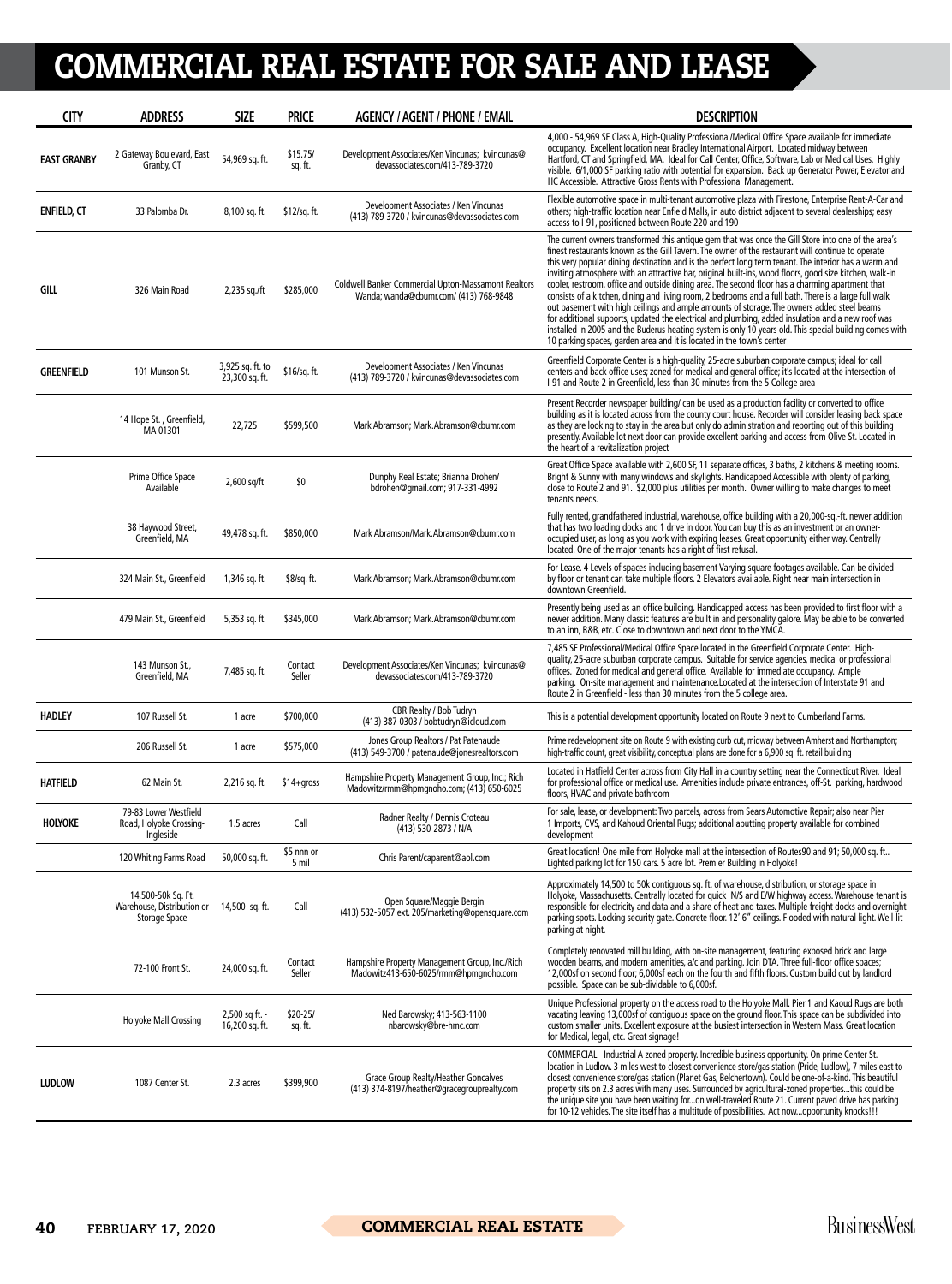# COMMERCIAL REAL ESTATE FOR SALE AND LEASE

| CITY | ADDRESS | SIZE | PRICE | AGENCY / AGENT / PHONE / EMAIL | DESCRIPTION |
|---|---|---|---|---|---|
| EAST GRANBY | 2 Gateway Boulevard, East Granby, CT | 54,969 sq. ft. | $15.75/ sq. ft. | Development Associates/Ken Vincunas; kvincunas@ devassociates.com/413-789-3720 | 4,000 - 54,969 SF Class A, High-Quality Professional/Medical Office Space available for immediate occupancy. Excellent location near Bradley International Airport. Located midway between Hartford, CT and Springfield, MA. Ideal for Call Center, Office, Software, Lab or Medical Uses. Highly visible. 6/1,000 SF parking ratio with potential for expansion. Back up Generator Power, Elevator and HC Accessible. Attractive Gross Rents with Professional Management. |
| ENFIELD, CT | 33 Palomba Dr. | 8,100 sq. ft. | $12/sq. ft. | Development Associates / Ken Vincunas (413) 789-3720 / kvincunas@devassociates.com | Flexible automotive space in multi-tenant automotive plaza with Firestone, Enterprise Rent-A-Car and others; high-traffic location near Enfield Malls, in auto district adjacent to several dealerships; easy access to I-91, positioned between Route 220 and 190 |
| GILL | 326 Main Road | 2,235 sq./ft | $285,000 | Coldwell Banker Commercial Upton-Massamont Realtors Wanda; wanda@cbumr.com/ (413) 768-9848 | The current owners transformed this antique gem that was once the Gill Store into one of the area's finest restaurants known as the Gill Tavern. The owner of the restaurant will continue to operate this very popular dining destination and is the perfect long term tenant. The interior has a warm and inviting atmosphere with an attractive bar, original built-ins, wood floors, good size kitchen, walk-in cooler, restroom, office and outside dining area. The second floor has a charming apartment that consists of a kitchen, dining and living room, 2 bedrooms and a full bath. There is a large full walk out basement with high ceilings and ample amounts of storage. The owners added steel beams for additional supports, updated the electrical and plumbing, added insulation and a new roof was installed in 2005 and the Buderus heating system is only 10 years old. This special building comes with 10 parking spaces, garden area and it is located in the town's center |
| GREENFIELD | 101 Munson St. | 3,925 sq. ft. to 23,300 sq. ft. | $16/sq. ft. | Development Associates / Ken Vincunas (413) 789-3720 / kvincunas@devassociates.com | Greenfield Corporate Center is a high-quality, 25-acre suburban corporate campus; ideal for call centers and back office uses; zoned for medical and general office; it's located at the intersection of I-91 and Route 2 in Greenfield, less than 30 minutes from the 5 College area |
| | 14 Hope St. , Greenfield, MA 01301 | 22,725 | $599,500 | Mark Abramson; Mark.Abramson@cbumr.com | Present Recorder newspaper building/ can be used as a production facility or converted to office building as it is located across from the county court house. Recorder will consider leasing back space as they are looking to stay in the area but only do administration and reporting out of this building presently. Available lot next door can provide excellent parking and access from Olive St. Located in the heart of a revitalization project |
| | Prime Office Space Available | 2,600 sq/ft | $0 | Dunphy Real Estate; Brianna Drohen/ bdrohen@gmail.com; 917-331-4992 | Great Office Space available with 2,600 SF, 11 separate offices, 3 baths, 2 kitchens & meeting rooms. Bright & Sunny with many windows and skylights. Handicapped Accessible with plenty of parking, close to Route 2 and 91. $2,000 plus utilities per month. Owner willing to make changes to meet tenants needs. |
| | 38 Haywood Street, Greenfield, MA | 49,478 sq. ft. | $850,000 | Mark Abramson/Mark.Abramson@cbumr.com | Fully rented, grandfathered industrial, warehouse, office building with a 20,000-sq.-ft. newer addition that has two loading docks and 1 drive in door. You can buy this as an investment or an owner-occupied user, as long as you work with expiring leases. Great opportunity either way. Centrally located. One of the major tenants has a right of first refusal. |
| | 324 Main St., Greenfield | 1,346 sq. ft. | $8/sq. ft. | Mark Abramson; Mark.Abramson@cbumr.com | For Lease. 4 Levels of spaces including basement Varying square footages available. Can be divided by floor or tenant can take multiple floors. 2 Elevators available. Right near main intersection in downtown Greenfield. |
| | 479 Main St., Greenfield | 5,353 sq. ft. | $345,000 | Mark Abramson; Mark.Abramson@cbumr.com | Presently being used as an office building. Handicapped access has been provided to first floor with a newer addition. Many classic features are built in and personality galore. May be able to be converted to an inn, B&B, etc. Close to downtown and next door to the YMCA. |
| | 143 Munson St., Greenfield, MA | 7,485 sq. ft. | Contact Seller | Development Associates/Ken Vincunas; kvincunas@ devassociates.com/413-789-3720 | 7,485 SF Professional/Medical Office Space located in the Greenfield Corporate Center. High-quality, 25-acre suburban corporate campus. Suitable for service agencies, medical or professional offices. Zoned for medical and general office. Available for immediate occupancy. Ample parking. On-site management and maintenance.Located at the intersection of Interstate 91 and Route 2 in Greenfield - less than 30 minutes from the 5 college area. |
| HADLEY | 107 Russell St. | 1 acre | $700,000 | CBR Realty / Bob Tudryn (413) 387-0303 / bobtudryn@icloud.com | This is a potential development opportunity located on Route 9 next to Cumberland Farms. |
| | 206 Russell St. | 1 acre | $575,000 | Jones Group Realtors / Pat Patenaude (413) 549-3700 / patenaude@jonesrealtors.com | Prime redevelopment site on Route 9 with existing curb cut, midway between Amherst and Northampton; high-traffic count, great visibility, conceptual plans are done for a 6,900 sq. ft. retail building |
| HATFIELD | 62 Main St. | 2,216 sq. ft. | $14+gross | Hampshire Property Management Group, Inc.; Rich Madowitz/rmm@hpmgnoho.com; (413) 650-6025 | Located in Hatfield Center across from City Hall in a country setting near the Connecticut River. Ideal for professional office or medical use. Amenities include private entrances, off-St. parking, hardwood floors, HVAC and private bathroom |
| HOLYOKE | 79-83 Lower Westfield Road, Holyoke Crossing-Ingleside | 1.5 acres | Call | Radner Realty / Dennis Croteau (413) 530-2873 / N/A | For sale, lease, or development: Two parcels, across from Sears Automotive Repair; also near Pier 1 Imports, CVS, and Kahoud Oriental Rugs; additional abutting property available for combined development |
| | 120 Whiting Farms Road | 50,000 sq. ft. | $5 nnn or 5 mil | Chris Parent/caparent@aol.com | Great location! One mile from Holyoke mall at the intersection of Routes90 and 91; 50,000 sq. ft.. Lighted parking lot for 150 cars. 5 acre lot. Premier Building in Holyoke! |
| | 14,500-50k Sq. Ft. Warehouse, Distribution or Storage Space | 14,500 sq. ft. | Call | Open Square/Maggie Bergin (413) 532-5057 ext. 205/marketing@opensquare.com | Approximately 14,500 to 50k contiguous sq. ft. of warehouse, distribution, or storage space in Holyoke, Massachusetts. Centrally located for quick N/S and E/W highway access. Warehouse tenant is responsible for electricity and data and a share of heat and taxes. Multiple freight docks and overnight parking spots. Locking security gate. Concrete floor. 12' 6" ceilings. Flooded with natural light. Well-lit parking at night. |
| | 72-100 Front St. | 24,000 sq. ft. | Contact Seller | Hampshire Property Management Group, Inc./Rich Madowitz413-650-6025/rmm@hpmgnoho.com | Completely renovated mill building, with on-site management, featuring exposed brick and large wooden beams, and modern amenities, a/c and parking. Join DTA. Three full-floor office spaces; 12,000sf on second floor; 6,000sf each on the fourth and fifth floors. Custom build out by landlord possible. Space can be sub-dividable to 6,000sf. |
| | Holyoke Mall Crossing | 2,500 sq ft. - 16,200 sq. ft. | $20-25/ sq. ft. | Ned Barowsky; 413-563-1100 nbarowsky@bre-hmc.com | Unique Professional property on the access road to the Holyoke Mall. Pier 1 and Kaoud Rugs are both vacating leaving 13,000sf of contiguous space on the ground floor. This space can be subdivided into custom smaller units. Excellent exposure at the busiest intersection in Western Mass. Great location for Medical, legal, etc. Great signage! |
| LUDLOW | 1087 Center St. | 2.3 acres | $399,900 | Grace Group Realty/Heather Goncalves (413) 374-8197/heather@gracegrouprealty.com | COMMERCIAL - Industrial A zoned property. Incredible business opportunity. On prime Center St. location in Ludlow. 3 miles west to closest convenience store/gas station (Pride, Ludlow), 7 miles east to closest convenience store/gas station (Planet Gas, Belchertown). Could be one-of-a-kind. This beautiful property sits on 2.3 acres with many uses. Surrounded by agricultural-zoned properties...this could be the unique site you have been waiting for...on well-traveled Route 21. Current paved drive has parking for 10-12 vehicles. The site itself has a multitude of possibilities. Act now...opportunity knocks!!! |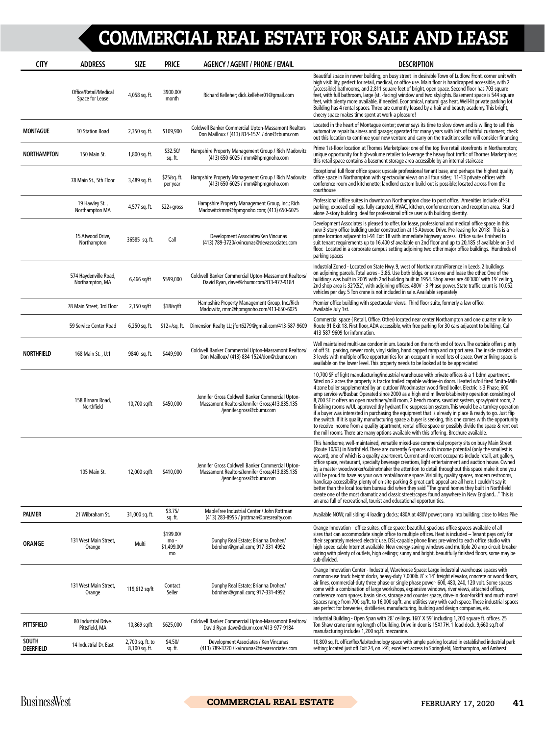# COMMERCIAL REAL ESTATE FOR SALE AND LEASE

| CITY | ADDRESS | SIZE | PRICE | AGENCY / AGENT / PHONE / EMAIL | DESCRIPTION |
|---|---|---|---|---|---|
| | Office/Retail/Medical Space for Lease | 4,058 sq. ft. | 3900.00/ month | Richard Kelleher; dick.kelleher01@gmail.com | Beautiful space in newer building, on busy street in desirable Town of Ludlow. Front, corner unit with high visibility, perfect for retail, medical, or office use. Main floor is handicapped accessible, with 2 (accessible) bathrooms, and 2,811 square feet of bright, open space. Second floor has 703 square feet, with full bathroom, large (st. -facing) window and two skylights. Basement space is 544 square feet, with plenty more available, if needed. Economical, natural gas heat. Well-lit private parking lot. Building has 4 rental spaces. Three are currently leased by a hair and beauty academy. This bright, cheery space makes time spent at work a pleasure! |
| MONTAGUE | 10 Station Road | 2,350 sq. ft. | $109,900 | Coldwell Banker Commercial Upton-Massamont Realtors Don Mailloux / (413) 834-1524 / don@cbumr.com | Located in the heart of Montague center; owner says its time to slow down and is willing to sell this automotive repair business and garage; operated for many years with lots of faithful customers; check out this location to continue your new venture and carry on the tradition; seller will consider financing |
| NORTHAMPTON | 150 Main St. | 1,800 sq. ft. | $32.50/ sq. ft. | Hampshire Property Management Group / Rich Madowitz (413) 650-6025 / rmm@hpmgnoho.com | Prime 1st-floor location at Thornes Marketplace; one of the top five retail storefronts in Northampton; unique opportunity for high-volume retailer to leverage the heavy foot traffic of Thornes Marketplace; this retail space contains a basement storage area accessible by an internal staircase |
| | 78 Main St., 5th Floor | 3,489 sq. ft. | $25/sq. ft. per year | Hampshire Property Management Group / Rich Madowitz (413) 650-6025 / rmm@hpmgnoho.com | Exceptional full floor office space; upscale professional tenant base, and perhaps the highest quality office space in Northampton with spectacular views on all four sides; 11-13 private offices with conference room and kitchenette; landlord custom build-out is possible; located across from the courthouse |
| | 19 Hawley St. , Northampton MA | 4,577 sq. ft. | $22+gross | Hampshire Property Management Group, Inc.; Rich Madowitz/rmm@hpmgnoho.com; (413) 650-6025 | Professional office suites in downtown Northampton close to post office. Amenities include off-St. parking, exposed ceilings, fully carpeted, HVAC, kitchen, conference room and reception area. Stand alone 2-story building ideal for professional office user with building identity. |
| | 15 Atwood Drive, Northampton | 36585 sq. ft. | Call | Development Associates/Ken Vincunas (413) 789-3720/kvincunas@devassociates.com | Development Associates is pleased to offer, for lease, professional and medical office space in this new 3-story office building under construction at 15 Atwood Drive. Pre-leasing for 2018! This is a prime location adjacent to I-91 Exit 18 with immediate highway access. Office suites finished to suit tenant requirements up to 16,400 sf available on 2nd floor and up to 20,185 sf available on 3rd floor. Located in a corporate campus setting adjoining two other major office buildings. Hundreds of parking spaces |
| | 574 Haydenville Road, Northampton, MA | 6,466 sq/ft | $599,000 | Coldwell Banker Commercial Upton-Massamont Realtors/ David Ryan, dave@cbumr.com/413-977-9184 | Industrial Zoned - Located on State Hwy. 9, west of Northampton/Florence in Leeds. 2 buildings on adjoining parcels. Total acres - 3.86. Use both bldgs. or use one and lease the other. One of the buildings was built in 2005 with 2nd building built in 1954. Shop areas are 40'X80' with 19' ceiling, 2nd shop area is 32'X52', with adjoining offices. 480V - 3 Phase power. State traffic count is 10,052 vehicles per day. 5 Ton crane is not included in sale. Available separately |
| | 78 Main Street, 3rd Floor | 2,150 sq/ft | $18/sq/ft | Hampshire Property Management Group, Inc./Rich Madowitz, rmm@hpmgnoho.com/413-650-6025 | Premier office building with spectacular views. Third floor suite, formerly a law office. Available July 1st. |
| | 59 Service Center Road | 6,250 sq. ft. | $12+/sq. ft. | Dimension Realty LL; jfort6279@gmail.com/413-587-9609 | Commercial space ( Retail, Office, Other) located near center Northampton and one quarter mile to Route 91 Exit 18. First floor, ADA accessible, with free parking for 30 cars adjacent to building. Call 413-587-9609 for information. |
| NORTHFIELD | 168 Main St. , U:1 | 9840 sq. ft. | $449,900 | Coldwell Banker Commercial Upton-Massamont Realtors/ Don Mailloux/ (413) 834-1524/don@cbumr.com | Well maintained multi-use condominium. Located on the north end of town. The outside offers plenty of off St. parking, newer roofs, vinyl siding, handicapped ramp and carport area. The inside consists of 3 levels with multiple office opportunities for an occupant in need lots of space. Owner living space is available on the lower level. This property needs to be looked at to be appreciated |
| | 158 Birnam Road, Northfield | 10,700 sq/ft | $450,000 | Jennifer Gross Coldwell Banker Commercial Upton-Massamont Realtors/Jennifer Gross;413.835.135 /jennifer.gross@cbumr.com | 10,700 SF of light manufacturing/industrial warehouse with private offices & a 1 bdrm apartment. Sited on 2 acres the property is tractor trailed capable w/drive-in doors. Heated w/oil fired Smith-Mills 4 zone boiler supplemented by an outdoor Woodmaster wood fired boiler. Electric is 3 Phase, 600 amp service w/Busbar. Operated since 2000 as a high end millwork/cabinetry operation consisting of 8,700 SF it offers an open machinery/mill room, 2 bench rooms, sawdust system, spray/paint room, 2 finishing rooms w/UL approved dry hydrant fire-suppression system.This would be a turnkey operation if a buyer was interested in purchasing the equipment that is already in place & ready to go. Just flip the switch. If it is quality manufacturing space a buyer is seeking, this one comes with the opportunity to receive income from a quality apartment, rental office space or possibly divide the space & rent out the mill rooms. There are many options available with this offering. Brochure available. |
| | 105 Main St. | 12,000 sq/ft | $410,000 | Jennifer Gross Coldwell Banker Commercial Upton-Massamont Realtors/Jennifer Gross;413.835.135 /jennifer.gross@cbumr.com | This handsome, well-maintained, versatile mixed-use commercial property sits on busy Main Street (Route 10/63) in Northfield. There are currently 6 spaces with income potential (only the smallest is vacant), one of which is a quality apartment. Current and recent occupants include retail, art gallery, office space, restaurant, specialty beverage creations, light entertainment and auction house. Owned by a master woodworker/cabinetmaker the attention to detail throughout this space make it one you will be proud to have as your own rental/income space. Visibility, quality spaces, modern restrooms, handicap accessibility, plenty of on-site parking & great curb appeal are all here. I couldn't say it better than the local tourism bureau did when they said "The grand homes they built in Northfield create one of the most dramatic and classic streetscapes found anywhere in New England..." This is an area full of recreational, tourist and educational opportunities. |
| PALMER | 21 Wilbraham St. | 31,000 sq. ft. | $3.75/ sq. ft. | MapleTree Industrial Center / John Rottman (413) 283-8955 / jrottman@presrealty.com | Available NOW; rail siding; 4 loading docks; 480A at 480V power; ramp into building; close to Mass Pike |
| ORANGE | 131 West Main Street, Orange | Multi | $199.00/ mo - $1,499.00/ mo | Dunphy Real Estate; Brianna Drohen/ bdrohen@gmail.com; 917-331-4992 | Orange Innovation - office suites, office space; beautiful, spacious office spaces available of all sizes that can accommodate single office to multiple offices. Heat is included – Tenant pays only for their separately metered electric use. DSL-capable phone lines pre-wired to each office studio with high-speed cable Internet available. New energy-saving windows and multiple 20 amp circuit-breaker wiring with plenty of outlets, high ceilings; sunny and bright, beautifully finished floors, some may be sub-divided. |
| | 131 West Main Street, Orange | 119,612 sq/ft | Contact Seller | Dunphy Real Estate; Brianna Drohen/ bdrohen@gmail.com; 917-331-4992 | Orange Innovation Center - Industrial, Warehouse Space: Large industrial warehouse spaces with common-use truck height docks, heavy-duty 7,000lb. 8' x 14' freight elevator, concrete or wood floors, air lines, commercial-duty three phase or single phase power- 600, 480, 240, 120 volt. Some spaces come with a combination of large workshops, expansive windows, river views, attached offices, conference room spaces, basin sinks, storage and counter space, drive-in door-forklift and much more! Spaces range from 700 sq/ft. to 16,000 sq/ft. and utilities vary with each space. These industrial spaces are perfect for breweries, distilleries, manufacturing, building and design companies, etc. |
| PITTSFIELD | 80 Industrial Drive, Pittsfield, MA | 10,869 sq/ft | $625,000 | Coldwell Banker Commercial Upton-Massamont Realtors/ David Ryan dave@cbumr.com/413-977-9184 | Industrial Building - Open Span with 28' ceilings. 160' X 59' including 1,200 square ft. offices. 25 Ton Shaw crane running length of building. Drive in door is 15X17H. 1 load dock. 9,660 sq.ft of manufacturing includes 1,200 sq.ft. mezzanine. |
| SOUTH DEERFIELD | 14 Industrial Dr. East | 2,700 sq. ft. to 8,100 sq. ft. | $4.50/ sq. ft. | Development Associates / Ken Vincunas (413) 789-3720 / kvincunas@devassociates.com | 10,800 sq. ft. office/flex/lab/technology space with ample parking located in established industrial park setting; located just off Exit 24, on I-91; excellent access to Springfield, Northampton, and Amherst |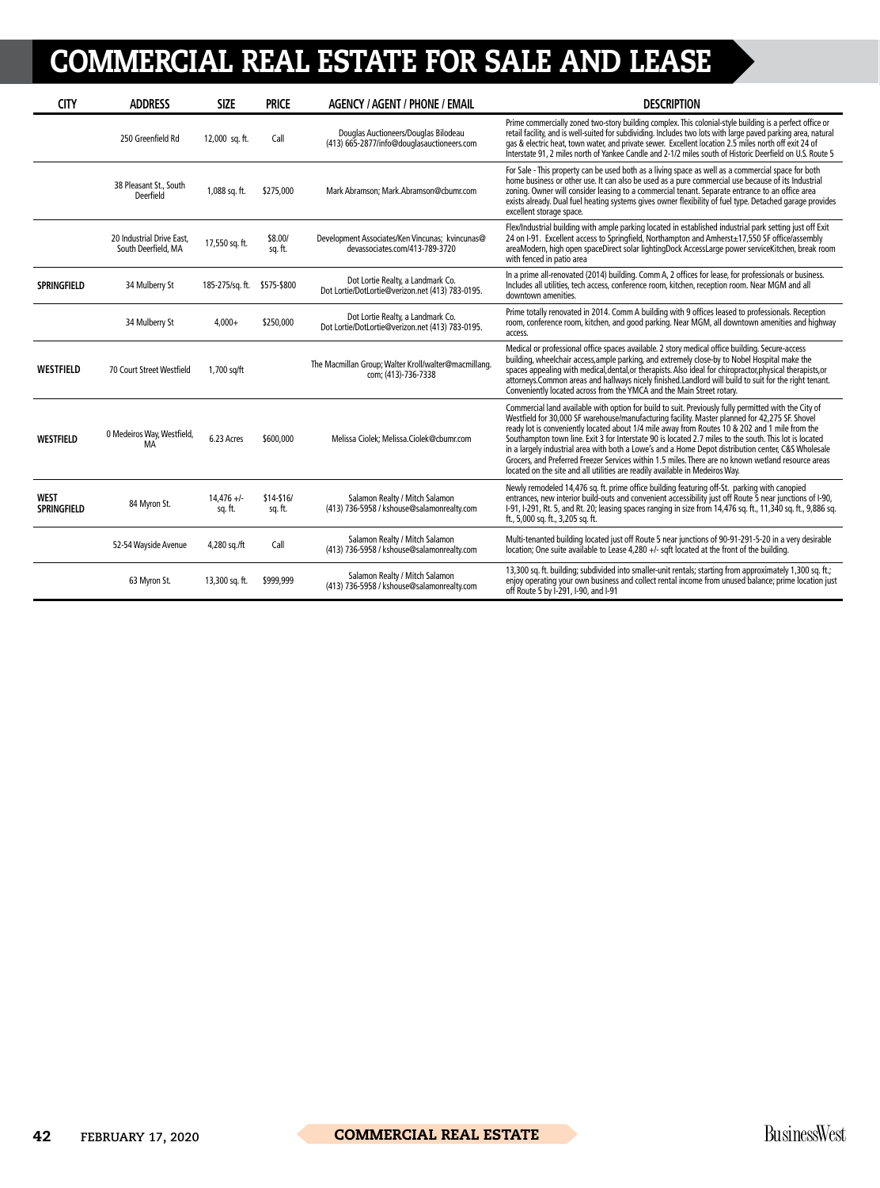# COMMERCIAL REAL ESTATE FOR SALE AND LEASE

| CITY | ADDRESS | SIZE | PRICE | AGENCY / AGENT / PHONE / EMAIL | DESCRIPTION |
|---|---|---|---|---|---|
| | 250 Greenfield Rd | 12,000 sq. ft. | Call | Douglas Auctioneers/Douglas Bilodeau (413) 665-2877/info@douglasauctioneers.com | Prime commercially zoned two-story building complex. This colonial-style building is a perfect office or retail facility, and is well-suited for subdividing. Includes two lots with large paved parking area, natural gas & electric heat, town water, and private sewer. Excellent location 2.5 miles north off exit 24 of Interstate 91, 2 miles north of Yankee Candle and 2-1/2 miles south of Historic Deerfield on U.S. Route 5 |
| | 38 Pleasant St., South Deerfield | 1,088 sq. ft. | $275,000 | Mark Abramson; Mark.Abramson@cbumr.com | For Sale - This property can be used both as a living space as well as a commercial space for both home business or other use. It can also be used as a pure commercial use because of its Industrial zoning. Owner will consider leasing to a commercial tenant. Separate entrance to an office area exists already. Dual fuel heating systems gives owner flexibility of fuel type. Detached garage provides excellent storage space. |
| | 20 Industrial Drive East, South Deerfield, MA | 17,550 sq. ft. | $8.00/ sq. ft. | Development Associates/Ken Vincunas; kvincunas@devassociates.com/413-789-3720 | Flex/Industrial building with ample parking located in established industrial park setting just off Exit 24 on I-91. Excellent access to Springfield, Northampton and Amherst±17,550 SF office/assembly areaModern, high open spaceDirect solar lightingDock AccessLarge power serviceKitchen, break room with fenced in patio area |
| SPRINGFIELD | 34 Mulberry St | 185-275/sq. ft. | $575-$800 | Dot Lortie Realty, a Landmark Co. Dot Lortie/DotLortie@verizon.net (413) 783-0195. | In a prime all-renovated (2014) building. Comm A, 2 offices for lease, for professionals or business. Includes all utilities, tech access, conference room, kitchen, reception room. Near MGM and all downtown amenities. |
| | 34 Mulberry St | 4,000+ | $250,000 | Dot Lortie Realty, a Landmark Co. Dot Lortie/DotLortie@verizon.net (413) 783-0195. | Prime totally renovated in 2014. Comm A building with 9 offices leased to professionals. Reception room, conference room, kitchen, and good parking. Near MGM, all downtown amenities and highway access. |
| WESTFIELD | 70 Court Street Westfield | 1,700 sq/ft | | The Macmillan Group; Walter Kroll/walter@macmillang.com; (413)-736-7338 | Medical or professional office spaces available. 2 story medical office building. Secure-access building, wheelchair access,ample parking, and extremely close-by to Nobel Hospital make the spaces appealing with medical,dental,or therapists. Also ideal for chiropractor,physical therapists,or attorneys.Common areas and hallways nicely finished.Landlord will build to suit for the right tenant. Conveniently located across from the YMCA and the Main Street rotary. |
| WESTFIELD | 0 Medeiros Way, Westfield, MA | 6.23 Acres | $600,000 | Melissa Ciolek; Melissa.Ciolek@cbumr.com | Commercial land available with option for build to suit. Previously fully permitted with the City of Westfield for 30,000 SF warehouse/manufacturing facility. Master planned for 42,275 SF. Shovel ready lot is conveniently located about 1/4 mile away from Routes 10 & 202 and 1 mile from the Southampton town line. Exit 3 for Interstate 90 is located 2.7 miles to the south. This lot is located in a largely industrial area with both a Lowe's and a Home Depot distribution center, C&S Wholesale Grocers, and Preferred Freezer Services within 1.5 miles. There are no known wetland resource areas located on the site and all utilities are readily available in Medeiros Way. |
| WEST SPRINGFIELD | 84 Myron St. | 14,476 +/- sq. ft. | $14-$16/ sq. ft. | Salamon Realty / Mitch Salamon (413) 736-5958 / kshouse@salamonrealty.com | Newly remodeled 14,476 sq. ft. prime office building featuring off-St. parking with canopied entrances, new interior build-outs and convenient accessibility just off Route 5 near junctions of I-90, I-91, I-291, Rt. 5, and Rt. 20; leasing spaces ranging in size from 14,476 sq. ft., 11,340 sq. ft., 9,886 sq. ft., 5,000 sq. ft., 3,205 sq. ft. |
| | 52-54 Wayside Avenue | 4,280 sq./ft | Call | Salamon Realty / Mitch Salamon (413) 736-5958 / kshouse@salamonrealty.com | Multi-tenanted building located just off Route 5 near junctions of 90-91-291-5-20 in a very desirable location; One suite available to Lease 4,280 +/- sqft located at the front of the building. |
| | 63 Myron St. | 13,300 sq. ft. | $999,999 | Salamon Realty / Mitch Salamon (413) 736-5958 / kshouse@salamonrealty.com | 13,300 sq. ft. building; subdivided into smaller-unit rentals; starting from approximately 1,300 sq. ft.; enjoy operating your own business and collect rental income from unused balance; prime location just off Route 5 by I-291, I-90, and I-91 |